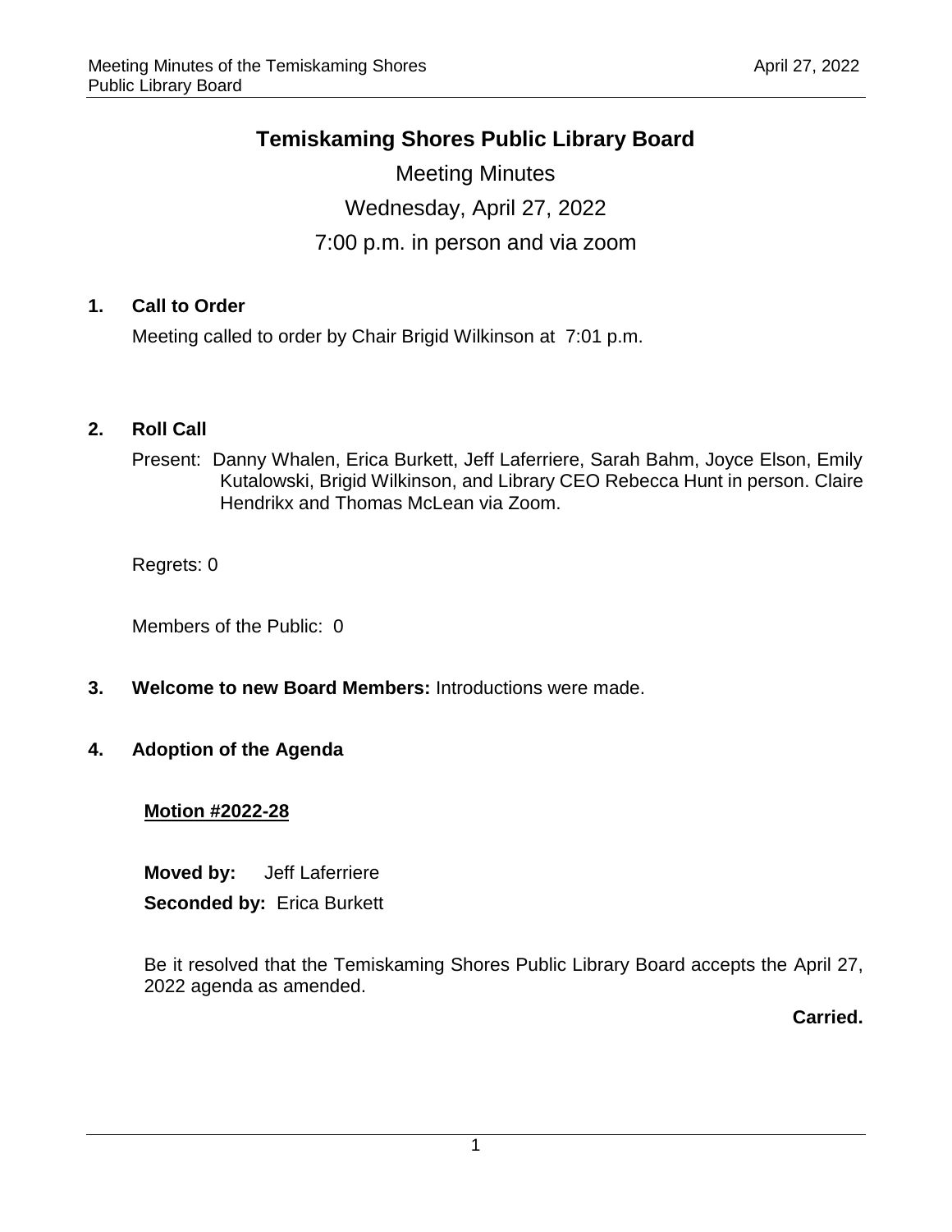# Temiskaming Shores Public Library Board

Meeting Minutes

Wednesday, April 27, 2022

7:00 p.m. in person and via zoom

**1. Call to Order**

Meeting called to order by Chair Brigid Wilkinson at 7:01 p.m.

**2. Roll Call**

Present: Danny Whalen, Erica Burkett, Jeff Laferriere, Sarah Bahm, Joyce Elson, Emily Kutalowski, Brigid Wilkinson, and Library CEO Rebecca Hunt in person. Claire Hendrikx and Thomas McLean via Zoom.

Regrets: 0

Members of the Public: 0

**3. Welcome to new Board Members:** Introductions were made.

**4. Adoption of the Agenda**

**Motion #2022-28**

**Moved by:** Jeff Laferriere
**Seconded by:** Erica Burkett

Be it resolved that the Temiskaming Shores Public Library Board accepts the April 27, 2022 agenda as amended.

**Carried.**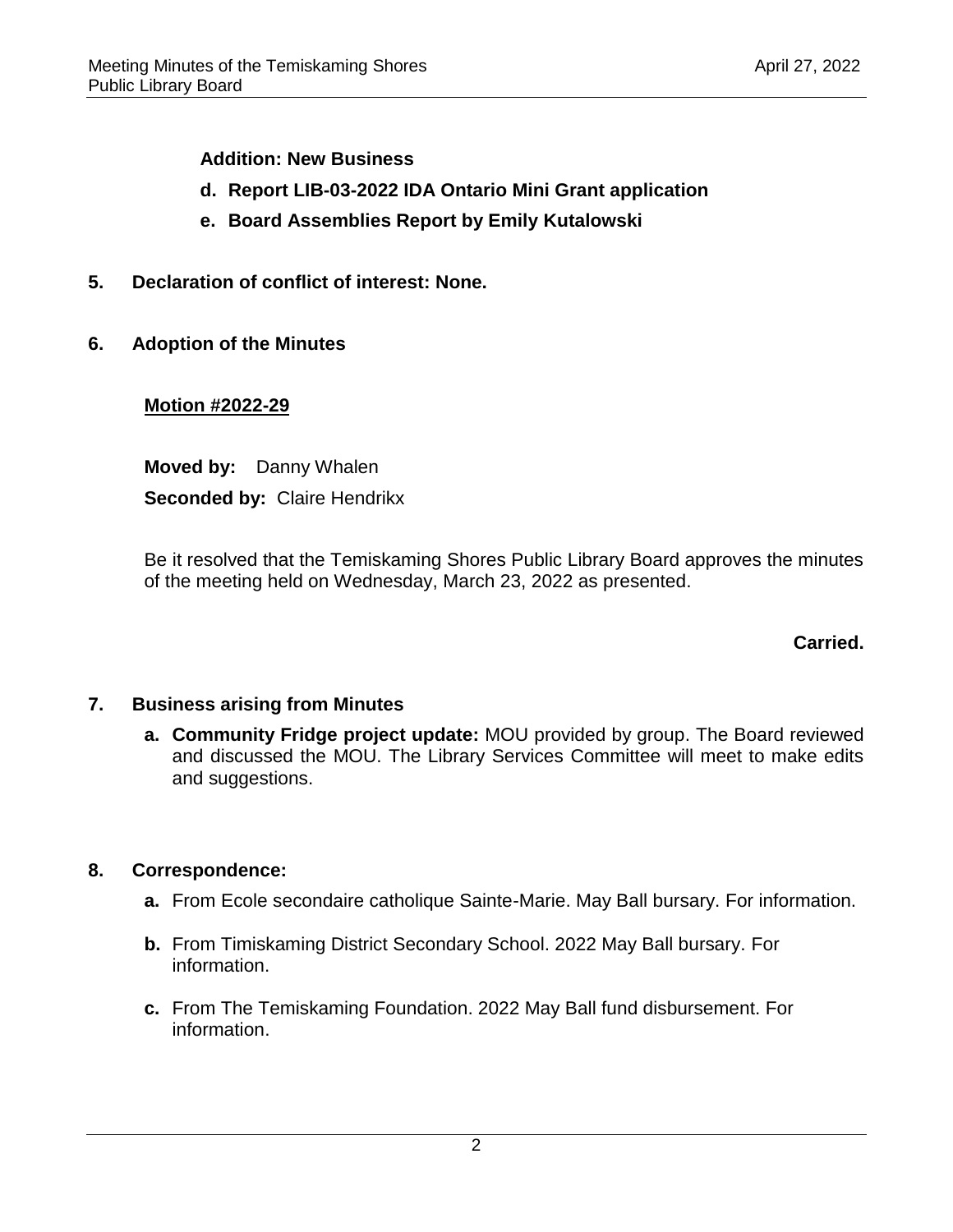**Addition: New Business**

**d. Report LIB-03-2022 IDA Ontario Mini Grant application**

**e. Board Assemblies Report by Emily Kutalowski**

## 5. Declaration of conflict of interest: None.

## 6. Adoption of the Minutes

**Motion #2022-29**

**Moved by:** Danny Whalen

**Seconded by:** Claire Hendrikx

Be it resolved that the Temiskaming Shores Public Library Board approves the minutes of the meeting held on Wednesday, March 23, 2022 as presented.

**Carried.**

## 7. Business arising from Minutes

**a. Community Fridge project update:** MOU provided by group. The Board reviewed and discussed the MOU. The Library Services Committee will meet to make edits and suggestions.

## 8. Correspondence:

**a.** From Ecole secondaire catholique Sainte-Marie. May Ball bursary. For information.

**b.** From Timiskaming District Secondary School. 2022 May Ball bursary. For information.

**c.** From The Temiskaming Foundation. 2022 May Ball fund disbursement. For information.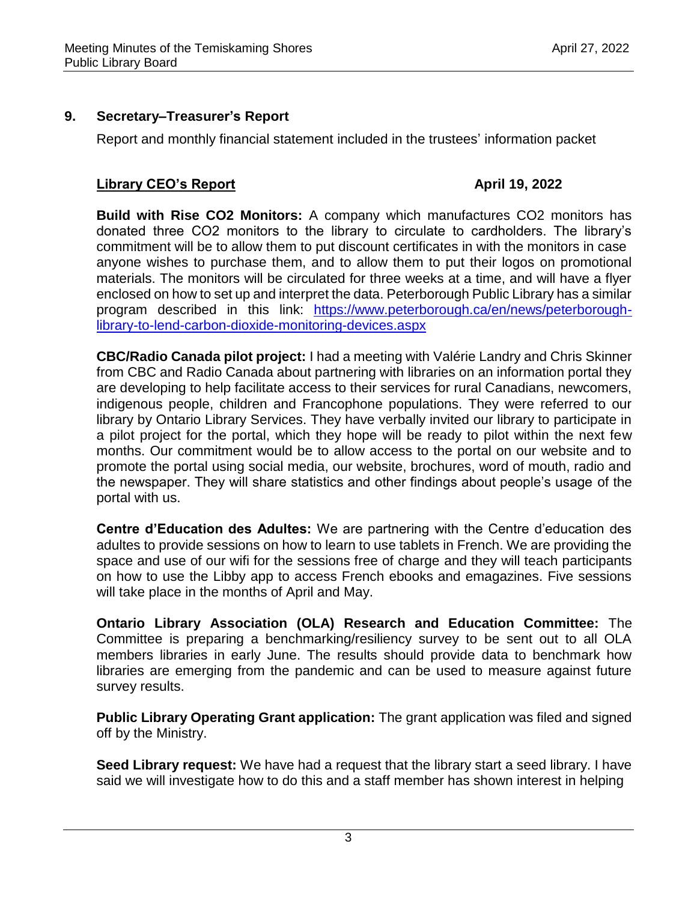## 9. Secretary–Treasurer's Report

Report and monthly financial statement included in the trustees' information packet

**Library CEO's Report** **April 19, 2022**

**Build with Rise CO2 Monitors:** A company which manufactures CO2 monitors has donated three CO2 monitors to the library to circulate to cardholders. The library's commitment will be to allow them to put discount certificates in with the monitors in case anyone wishes to purchase them, and to allow them to put their logos on promotional materials. The monitors will be circulated for three weeks at a time, and will have a flyer enclosed on how to set up and interpret the data. Peterborough Public Library has a similar program described in this link: [https://www.peterborough.ca/en/news/peterborough-library-to-lend-carbon-dioxide-monitoring-devices.aspx](https://www.peterborough.ca/en/news/peterborough-library-to-lend-carbon-dioxide-monitoring-devices.aspx)

**CBC/Radio Canada pilot project:** I had a meeting with Valérie Landry and Chris Skinner from CBC and Radio Canada about partnering with libraries on an information portal they are developing to help facilitate access to their services for rural Canadians, newcomers, indigenous people, children and Francophone populations. They were referred to our library by Ontario Library Services. They have verbally invited our library to participate in a pilot project for the portal, which they hope will be ready to pilot within the next few months. Our commitment would be to allow access to the portal on our website and to promote the portal using social media, our website, brochures, word of mouth, radio and the newspaper. They will share statistics and other findings about people's usage of the portal with us.

**Centre d'Education des Adultes:** We are partnering with the Centre d'education des adultes to provide sessions on how to learn to use tablets in French. We are providing the space and use of our wifi for the sessions free of charge and they will teach participants on how to use the Libby app to access French ebooks and emagazines. Five sessions will take place in the months of April and May.

**Ontario Library Association (OLA) Research and Education Committee:** The Committee is preparing a benchmarking/resiliency survey to be sent out to all OLA members libraries in early June. The results should provide data to benchmark how libraries are emerging from the pandemic and can be used to measure against future survey results.

**Public Library Operating Grant application:** The grant application was filed and signed off by the Ministry.

**Seed Library request:** We have had a request that the library start a seed library. I have said we will investigate how to do this and a staff member has shown interest in helping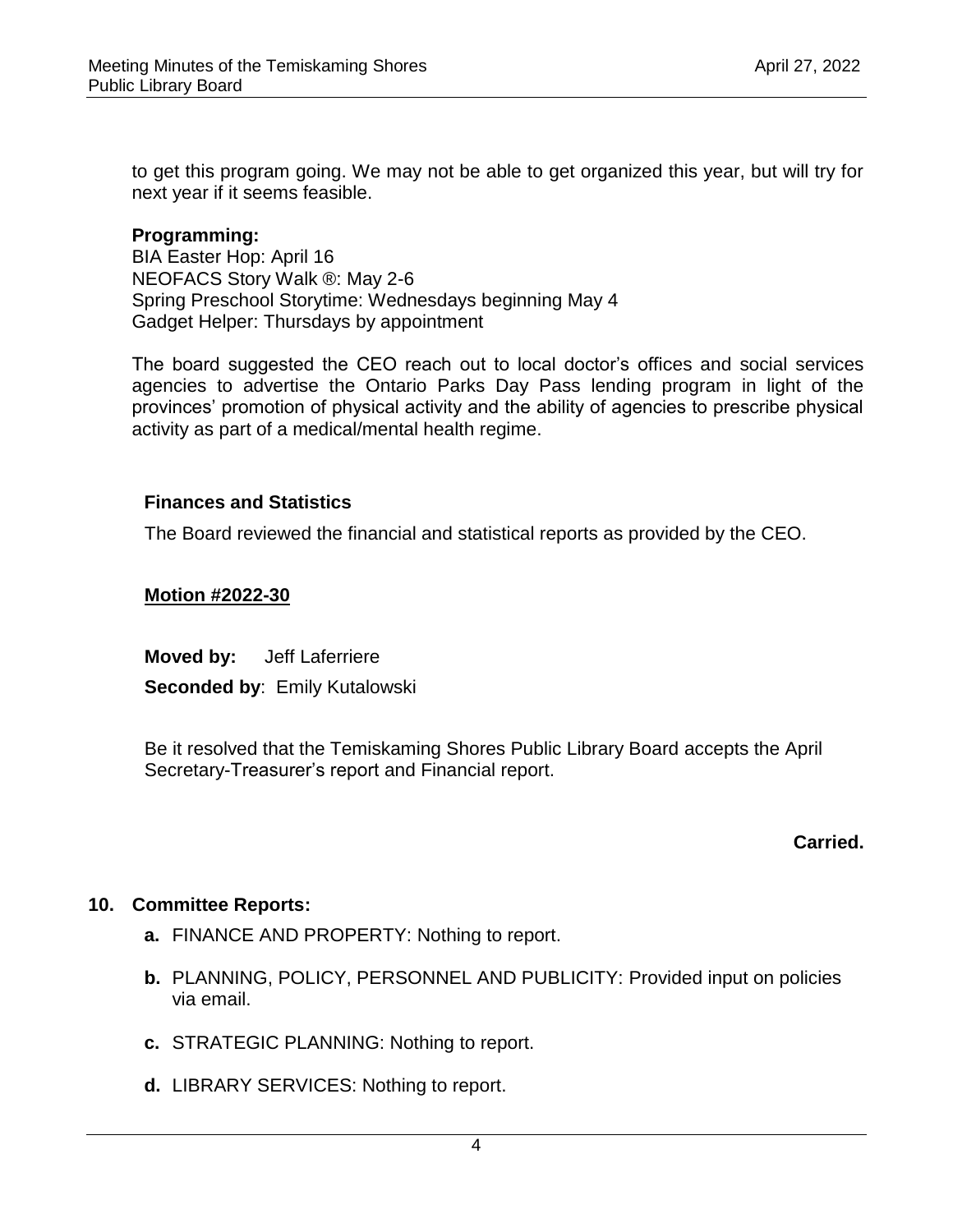to get this program going. We may not be able to get organized this year, but will try for next year if it seems feasible.

**Programming:**
BIA Easter Hop: April 16
NEOFACS Story Walk ®: May 2-6
Spring Preschool Storytime: Wednesdays beginning May 4
Gadget Helper: Thursdays by appointment

The board suggested the CEO reach out to local doctor's offices and social services agencies to advertise the Ontario Parks Day Pass lending program in light of the provinces' promotion of physical activity and the ability of agencies to prescribe physical activity as part of a medical/mental health regime.

**Finances and Statistics**

The Board reviewed the financial and statistical reports as provided by the CEO.

**Motion #2022-30**

**Moved by:** Jeff Laferriere

**Seconded by**: Emily Kutalowski

Be it resolved that the Temiskaming Shores Public Library Board accepts the April Secretary-Treasurer's report and Financial report.

**Carried.**

**10. Committee Reports:**

- **a.** FINANCE AND PROPERTY: Nothing to report.
- **b.** PLANNING, POLICY, PERSONNEL AND PUBLICITY: Provided input on policies via email.
- **c.** STRATEGIC PLANNING: Nothing to report.
- **d.** LIBRARY SERVICES: Nothing to report.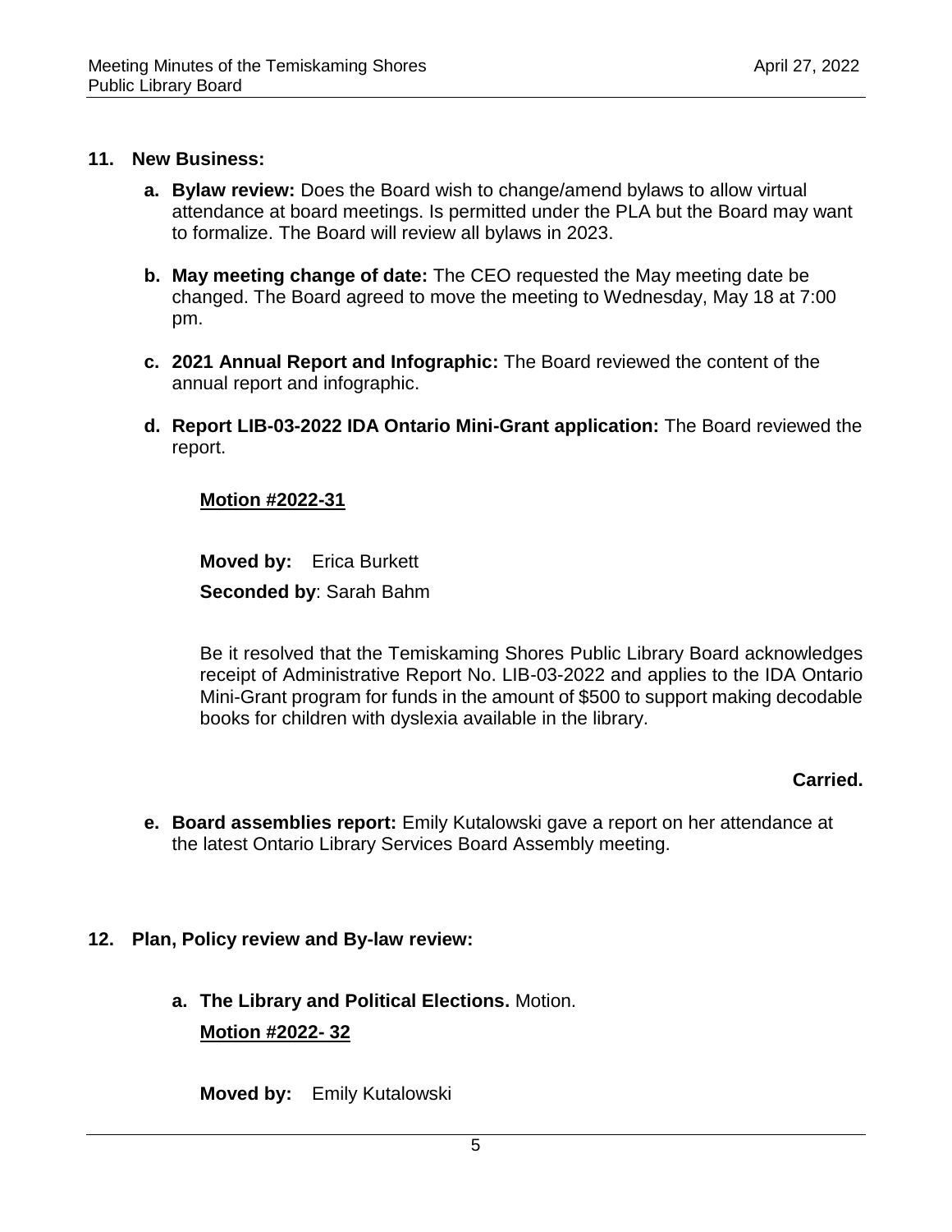**11. New Business:**

**a. Bylaw review:** Does the Board wish to change/amend bylaws to allow virtual attendance at board meetings. Is permitted under the PLA but the Board may want to formalize. The Board will review all bylaws in 2023.

**b. May meeting change of date:** The CEO requested the May meeting date be changed. The Board agreed to move the meeting to Wednesday, May 18 at 7:00 pm.

**c. 2021 Annual Report and Infographic:** The Board reviewed the content of the annual report and infographic.

**d. Report LIB-03-2022 IDA Ontario Mini-Grant application:** The Board reviewed the report.

**Motion #2022-31**

**Moved by:** Erica Burkett

**Seconded by**: Sarah Bahm

Be it resolved that the Temiskaming Shores Public Library Board acknowledges receipt of Administrative Report No. LIB-03-2022 and applies to the IDA Ontario Mini-Grant program for funds in the amount of $500 to support making decodable books for children with dyslexia available in the library.

**Carried.**

**e. Board assemblies report:** Emily Kutalowski gave a report on her attendance at the latest Ontario Library Services Board Assembly meeting.

**12. Plan, Policy review and By-law review:**

**a. The Library and Political Elections.** Motion.

**Motion #2022- 32**

**Moved by:** Emily Kutalowski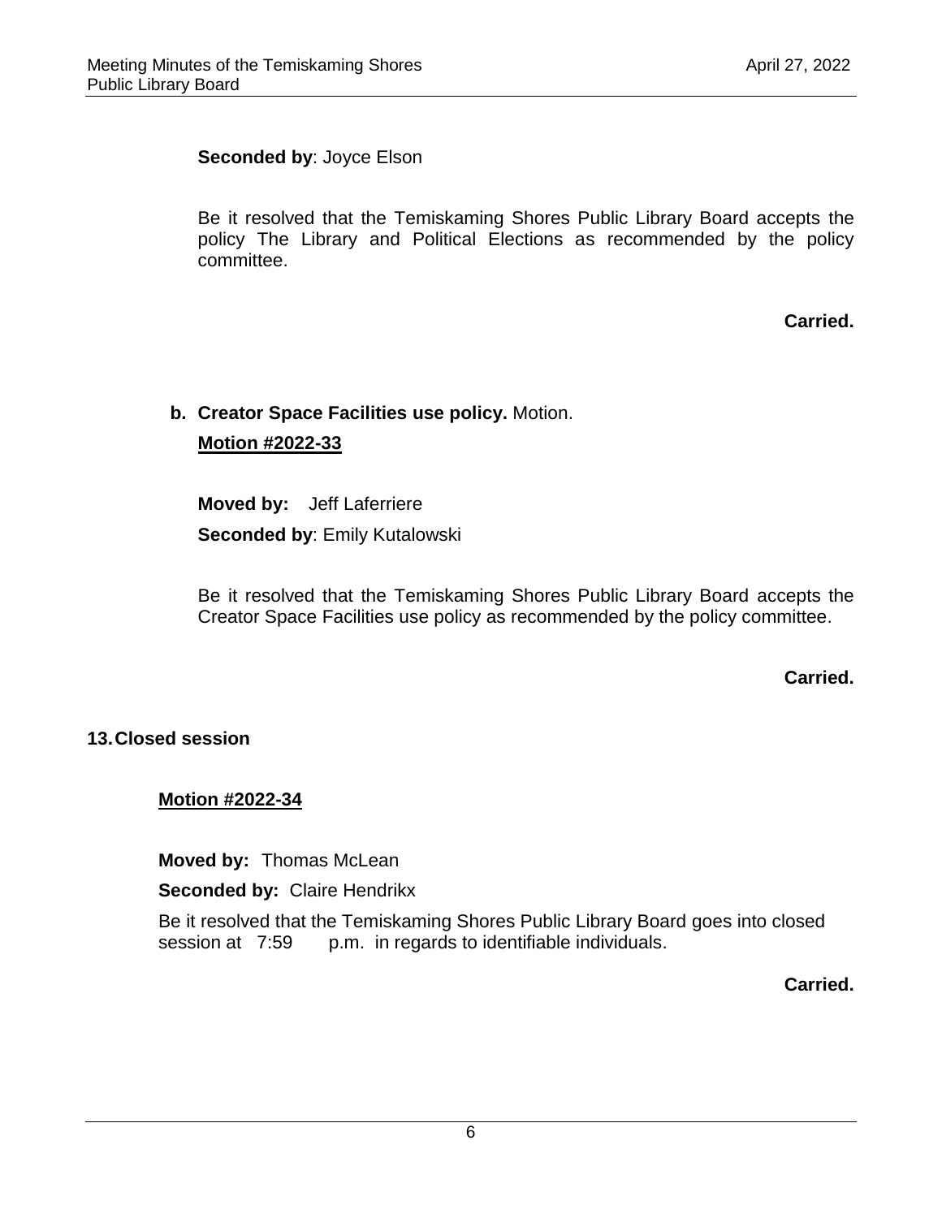**Seconded by**: Joyce Elson

Be it resolved that the Temiskaming Shores Public Library Board accepts the policy The Library and Political Elections as recommended by the policy committee.

**Carried.**

**b. Creator Space Facilities use policy.** Motion.

**Motion #2022-33**

**Moved by:** Jeff Laferriere

**Seconded by**: Emily Kutalowski

Be it resolved that the Temiskaming Shores Public Library Board accepts the Creator Space Facilities use policy as recommended by the policy committee.

**Carried.**

## 13. Closed session

**Motion #2022-34**

**Moved by:** Thomas McLean

**Seconded by:** Claire Hendrikx

Be it resolved that the Temiskaming Shores Public Library Board goes into closed session at 7:59 p.m. in regards to identifiable individuals.

**Carried.**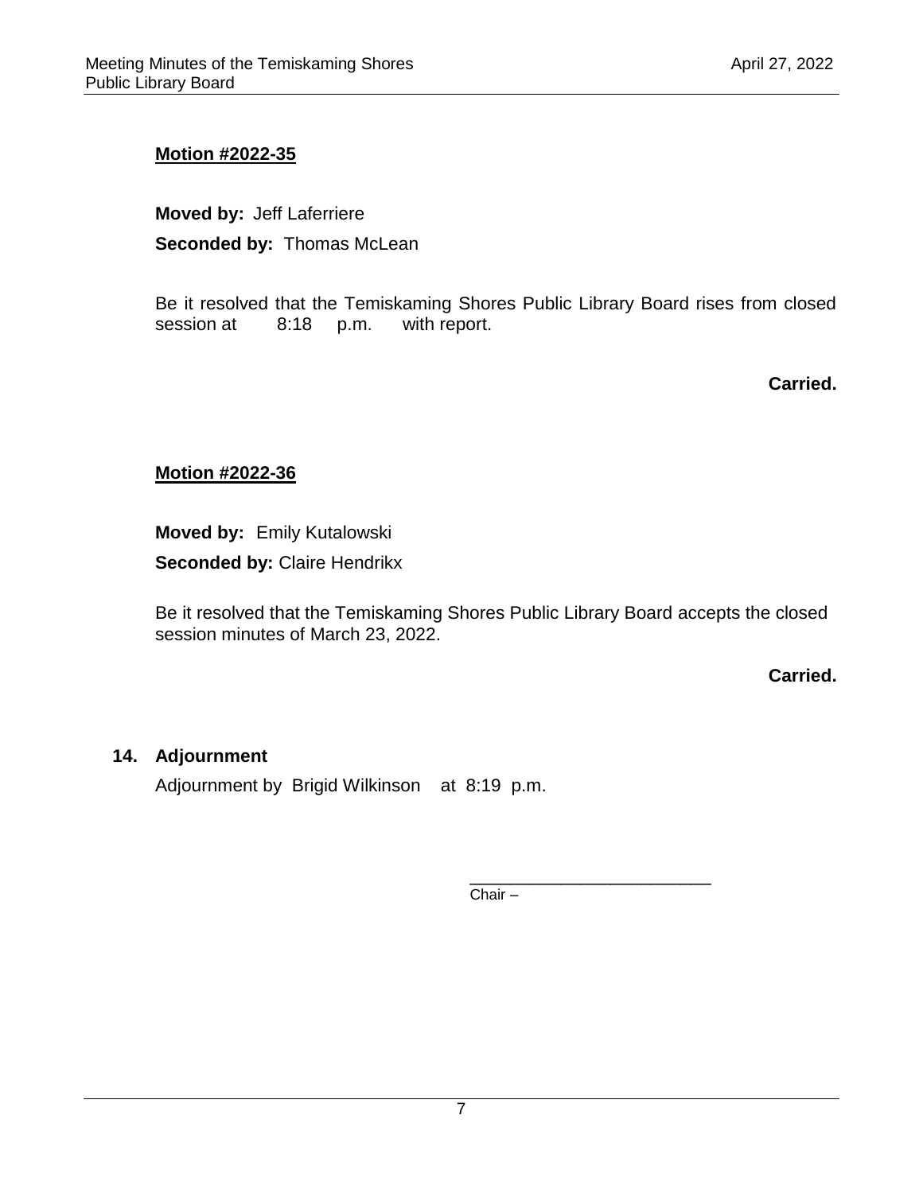**Motion #2022-35**

**Moved by:** Jeff Laferriere

**Seconded by:** Thomas McLean

Be it resolved that the Temiskaming Shores Public Library Board rises from closed session at 8:18 p.m. with report.

**Carried.**

**Motion #2022-36**

**Moved by:** Emily Kutalowski

**Seconded by:** Claire Hendrikx

Be it resolved that the Temiskaming Shores Public Library Board accepts the closed session minutes of March 23, 2022.

**Carried.**

## 14. Adjournment

Adjournment by Brigid Wilkinson at 8:19 p.m.

\_\_\_\_\_\_\_\_\_\_\_\_\_\_\_\_\_\_\_\_\_\_\_\_\_\_

Chair –